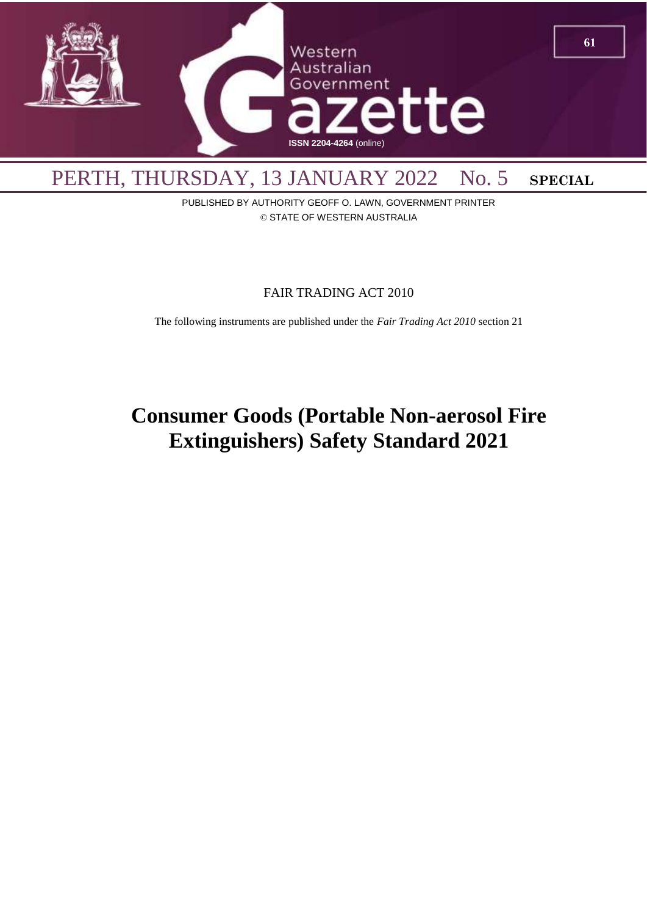# Western Australian Government Gazette

ISSN 2204-4264 (online)

PERTH, THURSDAY, 13 JANUARY 2022 No. 5 **SPECIAL**

PUBLISHED BY AUTHORITY GEOFF O. LAWN, GOVERNMENT PRINTER

© STATE OF WESTERN AUSTRALIA

FAIR TRADING ACT 2010

The following instruments are published under the *Fair Trading Act 2010* section 21

# Consumer Goods (Portable Non-aerosol Fire Extinguishers) Safety Standard 2021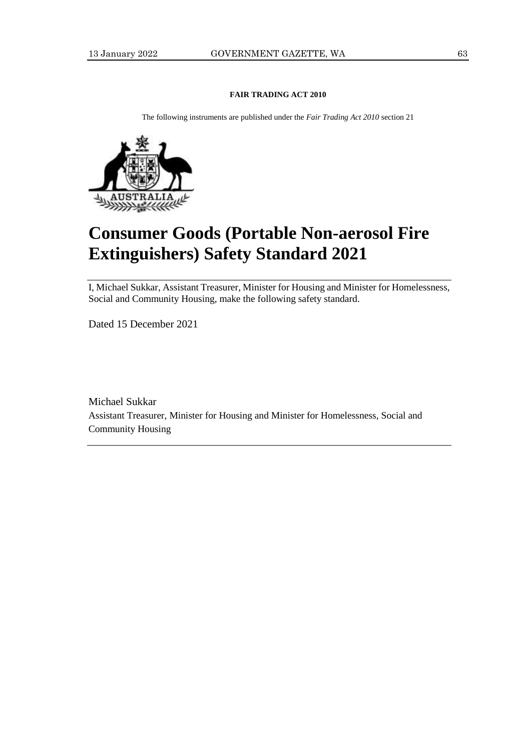**FAIR TRADING ACT 2010**

The following instruments are published under the *Fair Trading Act 2010* section 21

# Consumer Goods (Portable Non-aerosol Fire Extinguishers) Safety Standard 2021

I, Michael Sukkar, Assistant Treasurer, Minister for Housing and Minister for Homelessness, Social and Community Housing, make the following safety standard.

Dated 15 December 2021

Michael Sukkar
Assistant Treasurer, Minister for Housing and Minister for Homelessness, Social and Community Housing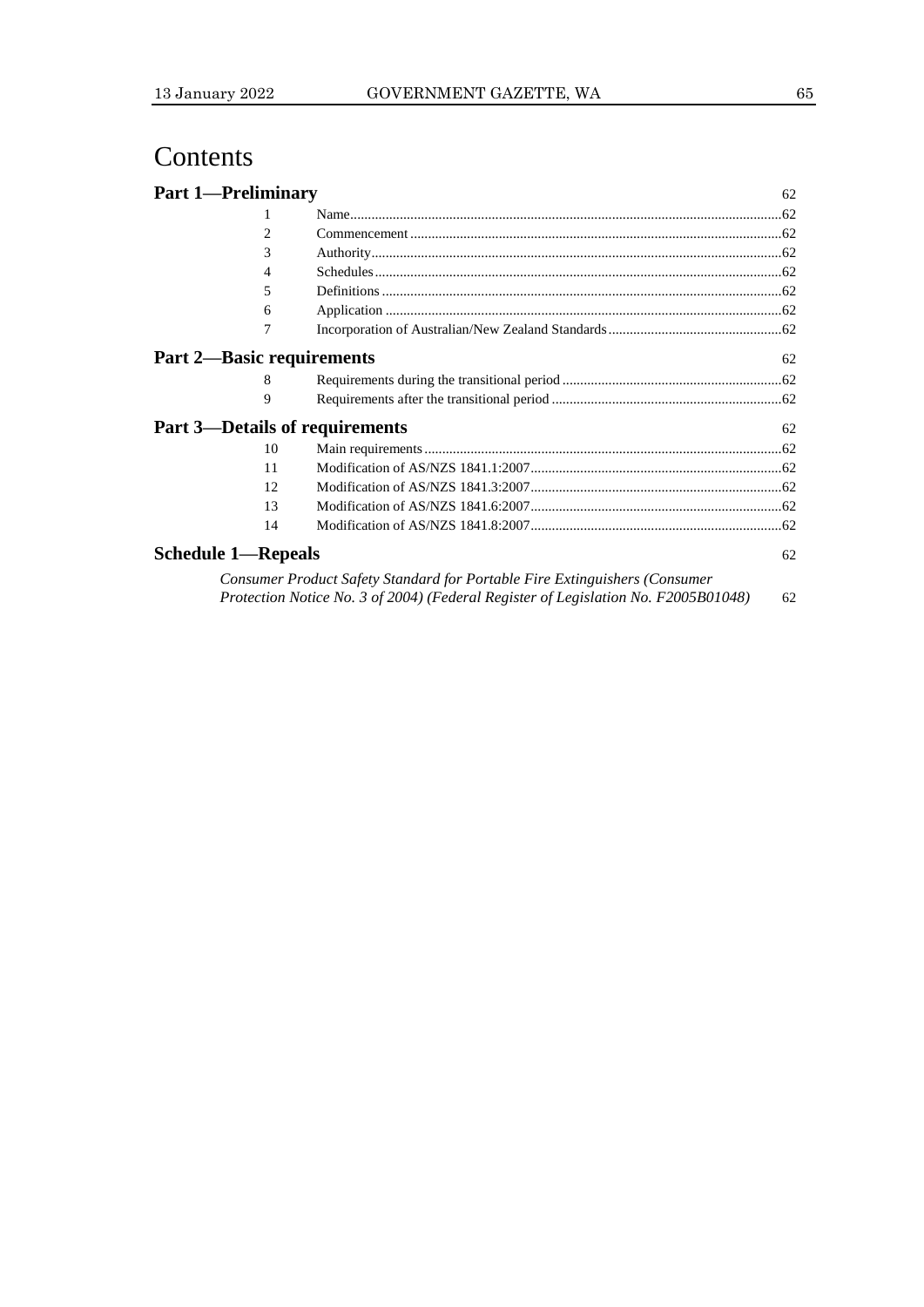# Contents

**Part 1—Preliminary** 62

| | | |
|---|---|---|
| 1 | Name | 62 |
| 2 | Commencement | 62 |
| 3 | Authority | 62 |
| 4 | Schedules | 62 |
| 5 | Definitions | 62 |
| 6 | Application | 62 |
| 7 | Incorporation of Australian/New Zealand Standards | 62 |

**Part 2—Basic requirements** 62

| | | |
|---|---|---|
| 8 | Requirements during the transitional period | 62 |
| 9 | Requirements after the transitional period | 62 |

**Part 3—Details of requirements** 62

| | | |
|---|---|---|
| 10 | Main requirements | 62 |
| 11 | Modification of AS/NZS 1841.1:2007 | 62 |
| 12 | Modification of AS/NZS 1841.3:2007 | 62 |
| 13 | Modification of AS/NZS 1841.6:2007 | 62 |
| 14 | Modification of AS/NZS 1841.8:2007 | 62 |

**Schedule 1—Repeals** 62

*Consumer Product Safety Standard for Portable Fire Extinguishers (Consumer Protection Notice No. 3 of 2004) (Federal Register of Legislation No. F2005B01048)* 62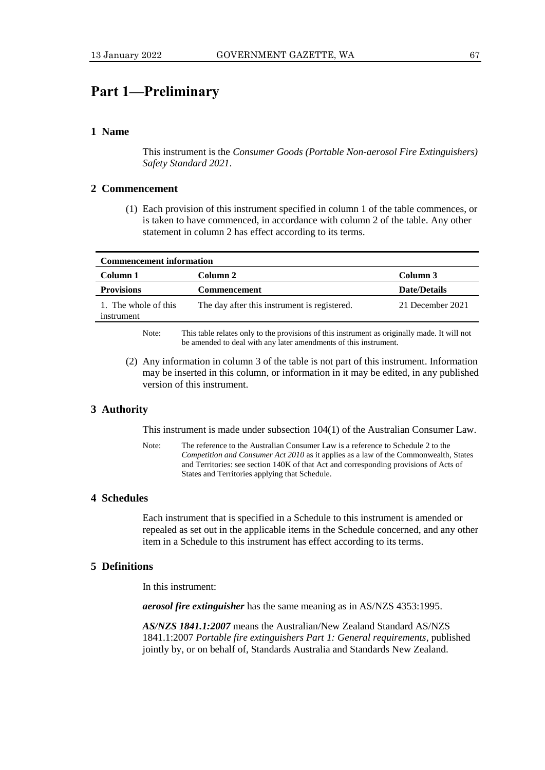# Part 1—Preliminary

## 1 Name

This instrument is the *Consumer Goods (Portable Non-aerosol Fire Extinguishers) Safety Standard 2021*.

## 2 Commencement

(1) Each provision of this instrument specified in column 1 of the table commences, or is taken to have commenced, in accordance with column 2 of the table. Any other statement in column 2 has effect according to its terms.

| **Commencement information** | | |
|---|---|---|
| **Column 1** | **Column 2** | **Column 3** |
| **Provisions** | **Commencement** | **Date/Details** |
| 1. The whole of this instrument | The day after this instrument is registered. | 21 December 2021 |

Note: This table relates only to the provisions of this instrument as originally made. It will not be amended to deal with any later amendments of this instrument.

(2) Any information in column 3 of the table is not part of this instrument. Information may be inserted in this column, or information in it may be edited, in any published version of this instrument.

## 3 Authority

This instrument is made under subsection 104(1) of the Australian Consumer Law.

Note: The reference to the Australian Consumer Law is a reference to Schedule 2 to the *Competition and Consumer Act 2010* as it applies as a law of the Commonwealth, States and Territories: see section 140K of that Act and corresponding provisions of Acts of States and Territories applying that Schedule.

## 4 Schedules

Each instrument that is specified in a Schedule to this instrument is amended or repealed as set out in the applicable items in the Schedule concerned, and any other item in a Schedule to this instrument has effect according to its terms.

## 5 Definitions

In this instrument:

***aerosol fire extinguisher*** has the same meaning as in AS/NZS 4353:1995.

***AS/NZS 1841.1:2007*** means the Australian/New Zealand Standard AS/NZS 1841.1:2007 *Portable fire extinguishers Part 1: General requirements*, published jointly by, or on behalf of, Standards Australia and Standards New Zealand.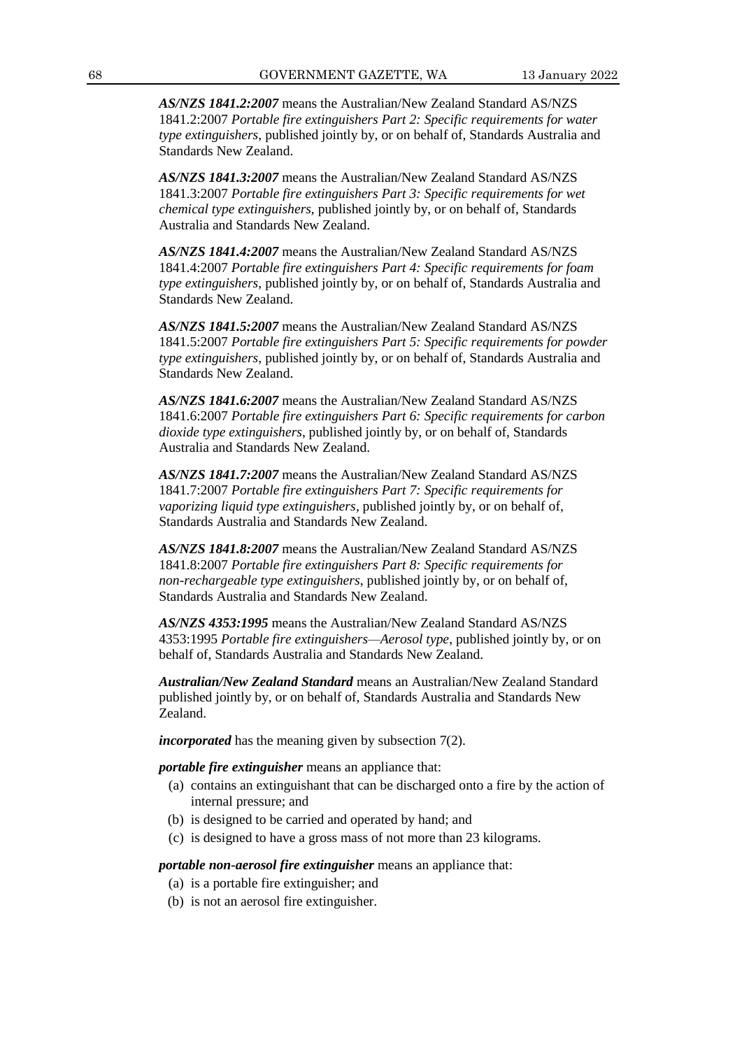***AS/NZS 1841.2:2007*** means the Australian/New Zealand Standard AS/NZS 1841.2:2007 *Portable fire extinguishers Part 2: Specific requirements for water type extinguishers*, published jointly by, or on behalf of, Standards Australia and Standards New Zealand.

***AS/NZS 1841.3:2007*** means the Australian/New Zealand Standard AS/NZS 1841.3:2007 *Portable fire extinguishers Part 3: Specific requirements for wet chemical type extinguishers*, published jointly by, or on behalf of, Standards Australia and Standards New Zealand.

***AS/NZS 1841.4:2007*** means the Australian/New Zealand Standard AS/NZS 1841.4:2007 *Portable fire extinguishers Part 4: Specific requirements for foam type extinguishers*, published jointly by, or on behalf of, Standards Australia and Standards New Zealand.

***AS/NZS 1841.5:2007*** means the Australian/New Zealand Standard AS/NZS 1841.5:2007 *Portable fire extinguishers Part 5: Specific requirements for powder type extinguishers*, published jointly by, or on behalf of, Standards Australia and Standards New Zealand.

***AS/NZS 1841.6:2007*** means the Australian/New Zealand Standard AS/NZS 1841.6:2007 *Portable fire extinguishers Part 6: Specific requirements for carbon dioxide type extinguishers*, published jointly by, or on behalf of, Standards Australia and Standards New Zealand.

***AS/NZS 1841.7:2007*** means the Australian/New Zealand Standard AS/NZS 1841.7:2007 *Portable fire extinguishers Part 7: Specific requirements for vaporizing liquid type extinguishers*, published jointly by, or on behalf of, Standards Australia and Standards New Zealand.

***AS/NZS 1841.8:2007*** means the Australian/New Zealand Standard AS/NZS 1841.8:2007 *Portable fire extinguishers Part 8: Specific requirements for non-rechargeable type extinguishers*, published jointly by, or on behalf of, Standards Australia and Standards New Zealand.

***AS/NZS 4353:1995*** means the Australian/New Zealand Standard AS/NZS 4353:1995 *Portable fire extinguishers—Aerosol type*, published jointly by, or on behalf of, Standards Australia and Standards New Zealand.

***Australian/New Zealand Standard*** means an Australian/New Zealand Standard published jointly by, or on behalf of, Standards Australia and Standards New Zealand.

***incorporated*** has the meaning given by subsection 7(2).

***portable fire extinguisher*** means an appliance that:

(a) contains an extinguishant that can be discharged onto a fire by the action of internal pressure; and

(b) is designed to be carried and operated by hand; and

(c) is designed to have a gross mass of not more than 23 kilograms.

***portable non-aerosol fire extinguisher*** means an appliance that:

(a) is a portable fire extinguisher; and

(b) is not an aerosol fire extinguisher.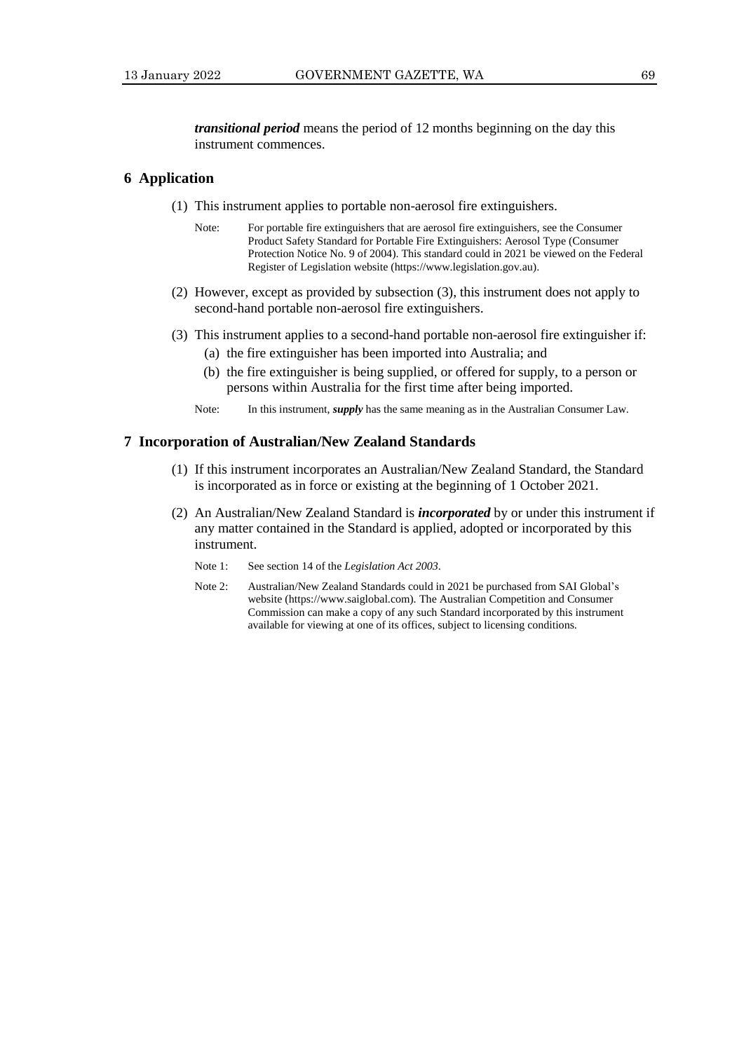***transitional period*** means the period of 12 months beginning on the day this instrument commences.

## 6 Application

(1) This instrument applies to portable non-aerosol fire extinguishers.

Note: For portable fire extinguishers that are aerosol fire extinguishers, see the Consumer Product Safety Standard for Portable Fire Extinguishers: Aerosol Type (Consumer Protection Notice No. 9 of 2004). This standard could in 2021 be viewed on the Federal Register of Legislation website (https://www.legislation.gov.au).

(2) However, except as provided by subsection (3), this instrument does not apply to second-hand portable non-aerosol fire extinguishers.

(3) This instrument applies to a second-hand portable non-aerosol fire extinguisher if:

(a) the fire extinguisher has been imported into Australia; and

(b) the fire extinguisher is being supplied, or offered for supply, to a person or persons within Australia for the first time after being imported.

Note: In this instrument, ***supply*** has the same meaning as in the Australian Consumer Law.

## 7 Incorporation of Australian/New Zealand Standards

(1) If this instrument incorporates an Australian/New Zealand Standard, the Standard is incorporated as in force or existing at the beginning of 1 October 2021.

(2) An Australian/New Zealand Standard is ***incorporated*** by or under this instrument if any matter contained in the Standard is applied, adopted or incorporated by this instrument.

Note 1: See section 14 of the *Legislation Act 2003*.

Note 2: Australian/New Zealand Standards could in 2021 be purchased from SAI Global's website (https://www.saiglobal.com). The Australian Competition and Consumer Commission can make a copy of any such Standard incorporated by this instrument available for viewing at one of its offices, subject to licensing conditions.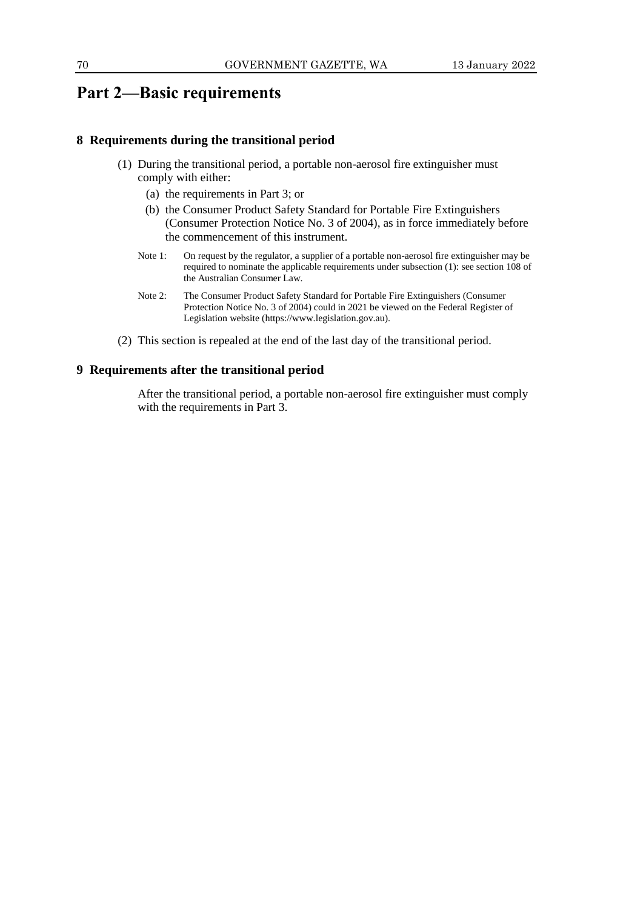# Part 2—Basic requirements

## 8 Requirements during the transitional period

(1) During the transitional period, a portable non-aerosol fire extinguisher must comply with either:

(a) the requirements in Part 3; or

(b) the Consumer Product Safety Standard for Portable Fire Extinguishers (Consumer Protection Notice No. 3 of 2004), as in force immediately before the commencement of this instrument.

Note 1: On request by the regulator, a supplier of a portable non-aerosol fire extinguisher may be required to nominate the applicable requirements under subsection (1): see section 108 of the Australian Consumer Law.

Note 2: The Consumer Product Safety Standard for Portable Fire Extinguishers (Consumer Protection Notice No. 3 of 2004) could in 2021 be viewed on the Federal Register of Legislation website (https://www.legislation.gov.au).

(2) This section is repealed at the end of the last day of the transitional period.

## 9 Requirements after the transitional period

After the transitional period, a portable non-aerosol fire extinguisher must comply with the requirements in Part 3.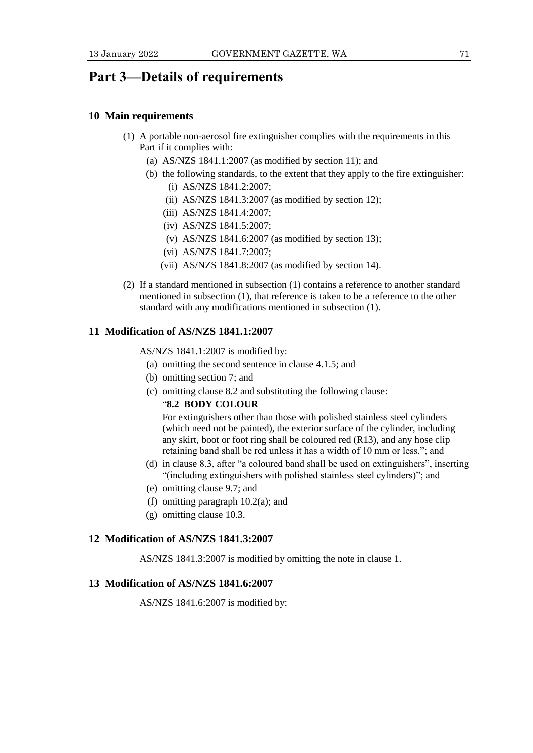# Part 3—Details of requirements

### 10 Main requirements

(1) A portable non-aerosol fire extinguisher complies with the requirements in this Part if it complies with:

- (a) AS/NZS 1841.1:2007 (as modified by section 11); and
- (b) the following standards, to the extent that they apply to the fire extinguisher:
  - (i) AS/NZS 1841.2:2007;
  - (ii) AS/NZS 1841.3:2007 (as modified by section 12);
  - (iii) AS/NZS 1841.4:2007;
  - (iv) AS/NZS 1841.5:2007;
  - (v) AS/NZS 1841.6:2007 (as modified by section 13);
  - (vi) AS/NZS 1841.7:2007;
  - (vii) AS/NZS 1841.8:2007 (as modified by section 14).

(2) If a standard mentioned in subsection (1) contains a reference to another standard mentioned in subsection (1), that reference is taken to be a reference to the other standard with any modifications mentioned in subsection (1).

### 11 Modification of AS/NZS 1841.1:2007

AS/NZS 1841.1:2007 is modified by:

- (a) omitting the second sentence in clause 4.1.5; and
- (b) omitting section 7; and
- (c) omitting clause 8.2 and substituting the following clause:

  "**8.2 BODY COLOUR**

  For extinguishers other than those with polished stainless steel cylinders (which need not be painted), the exterior surface of the cylinder, including any skirt, boot or foot ring shall be coloured red (R13), and any hose clip retaining band shall be red unless it has a width of 10 mm or less."; and
- (d) in clause 8.3, after "a coloured band shall be used on extinguishers", inserting "(including extinguishers with polished stainless steel cylinders)"; and
- (e) omitting clause 9.7; and
- (f) omitting paragraph 10.2(a); and
- (g) omitting clause 10.3.

### 12 Modification of AS/NZS 1841.3:2007

AS/NZS 1841.3:2007 is modified by omitting the note in clause 1.

### 13 Modification of AS/NZS 1841.6:2007

AS/NZS 1841.6:2007 is modified by: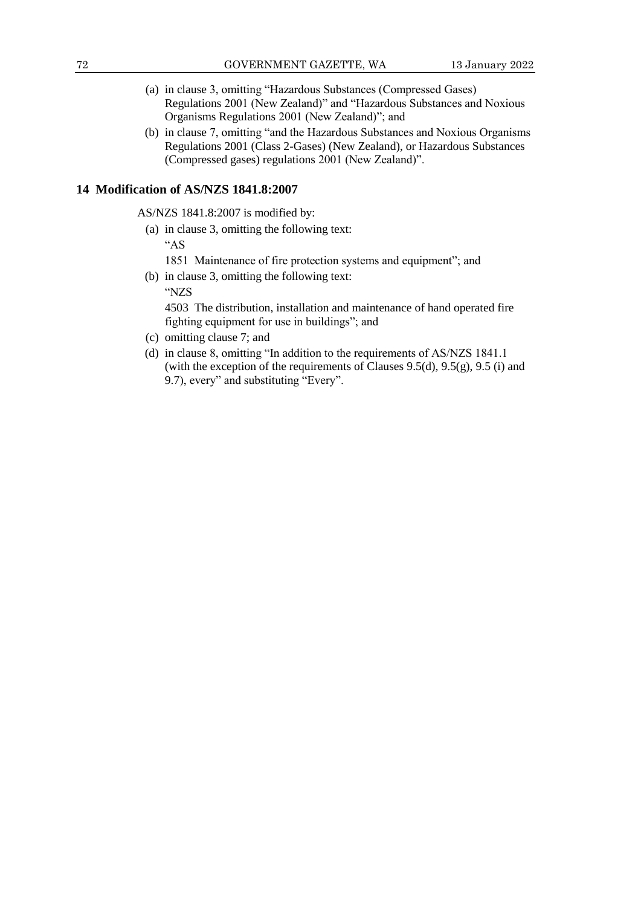(a) in clause 3, omitting "Hazardous Substances (Compressed Gases) Regulations 2001 (New Zealand)" and "Hazardous Substances and Noxious Organisms Regulations 2001 (New Zealand)"; and

(b) in clause 7, omitting "and the Hazardous Substances and Noxious Organisms Regulations 2001 (Class 2-Gases) (New Zealand), or Hazardous Substances (Compressed gases) regulations 2001 (New Zealand)".

## 14 Modification of AS/NZS 1841.8:2007

AS/NZS 1841.8:2007 is modified by:

(a) in clause 3, omitting the following text:

"AS

1851 Maintenance of fire protection systems and equipment"; and

(b) in clause 3, omitting the following text:

"NZS

4503 The distribution, installation and maintenance of hand operated fire fighting equipment for use in buildings"; and

(c) omitting clause 7; and

(d) in clause 8, omitting "In addition to the requirements of AS/NZS 1841.1 (with the exception of the requirements of Clauses 9.5(d), 9.5(g), 9.5 (i) and 9.7), every" and substituting "Every".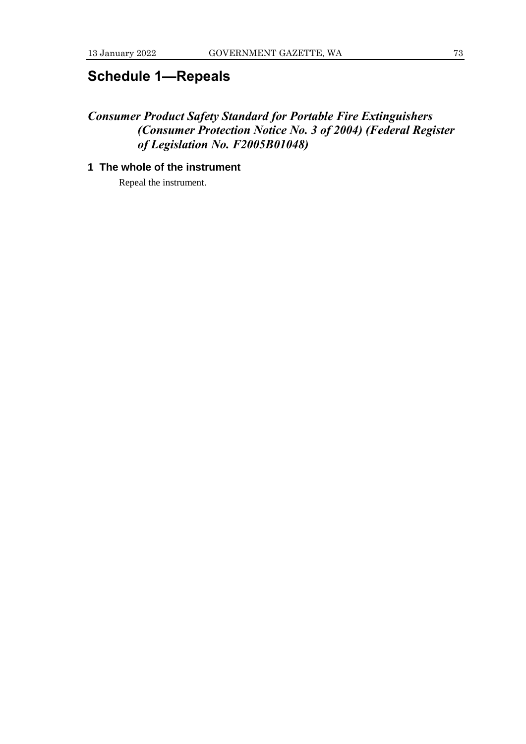# Schedule 1—Repeals

## *Consumer Product Safety Standard for Portable Fire Extinguishers (Consumer Protection Notice No. 3 of 2004) (Federal Register of Legislation No. F2005B01048)*

### 1 The whole of the instrument

Repeal the instrument.